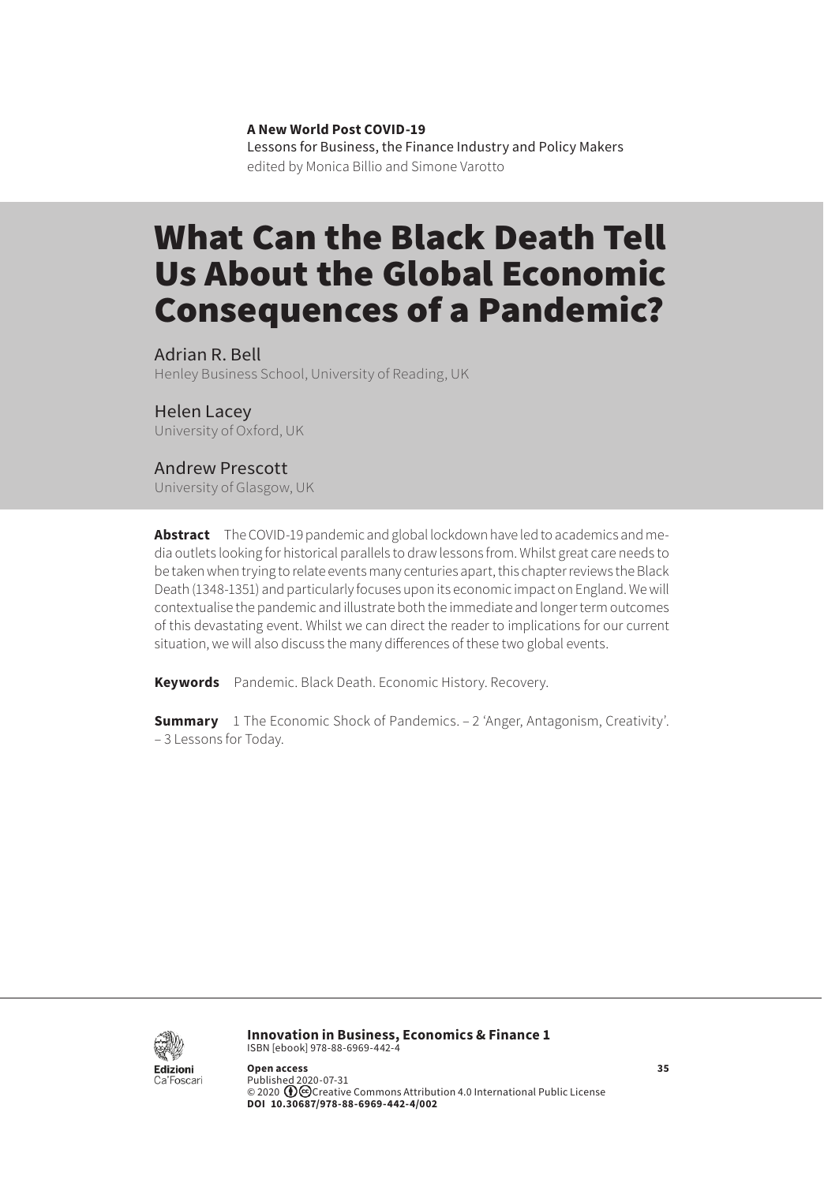**A New World Post COVID-19**
Lessons for Business, the Finance Industry and Policy Makers
edited by Monica Billio and Simone Varotto

# What Can the Black Death Tell Us About the Global Economic Consequences of a Pandemic?

Adrian R. Bell
Henley Business School, University of Reading, UK

Helen Lacey
University of Oxford, UK

Andrew Prescott
University of Glasgow, UK

**Abstract** The COVID-19 pandemic and global lockdown have led to academics and media outlets looking for historical parallels to draw lessons from. Whilst great care needs to be taken when trying to relate events many centuries apart, this chapter reviews the Black Death (1348-1351) and particularly focuses upon its economic impact on England. We will contextualise the pandemic and illustrate both the immediate and longer term outcomes of this devastating event. Whilst we can direct the reader to implications for our current situation, we will also discuss the many differences of these two global events.

**Keywords** Pandemic. Black Death. Economic History. Recovery.

**Summary** 1 The Economic Shock of Pandemics. – 2 'Anger, Antagonism, Creativity'. – 3 Lessons for Today.

**Innovation in Business, Economics & Finance 1**
ISBN [ebook] 978-88-6969-442-4

**Open access**
Published 2020-07-31
© 2020 Creative Commons Attribution 4.0 International Public License
**DOI 10.30687/978-88-6969-442-4/002**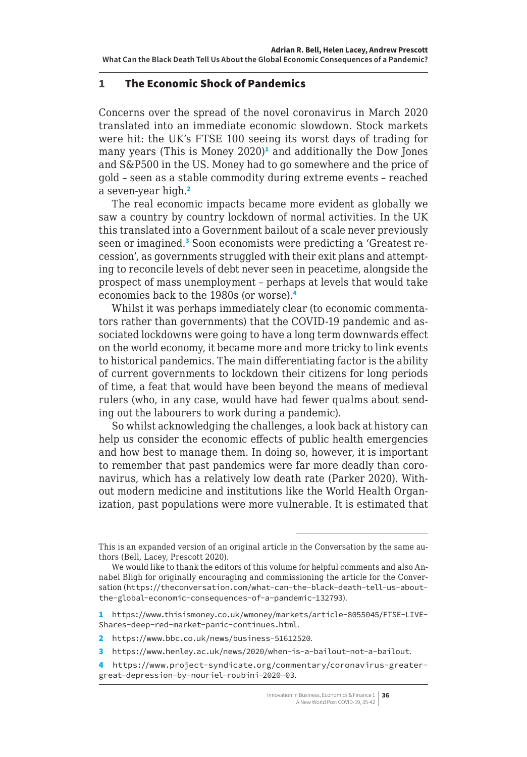## 1 The Economic Shock of Pandemics

Concerns over the spread of the novel coronavirus in March 2020 translated into an immediate economic slowdown. Stock markets were hit: the UK's FTSE 100 seeing its worst days of trading for many years (This is Money 2020)[1] and additionally the Dow Jones and S&P500 in the US. Money had to go somewhere and the price of gold – seen as a stable commodity during extreme events – reached a seven-year high.[2]

The real economic impacts became more evident as globally we saw a country by country lockdown of normal activities. In the UK this translated into a Government bailout of a scale never previously seen or imagined.[3] Soon economists were predicting a 'Greatest recession', as governments struggled with their exit plans and attempting to reconcile levels of debt never seen in peacetime, alongside the prospect of mass unemployment – perhaps at levels that would take economies back to the 1980s (or worse).[4]

Whilst it was perhaps immediately clear (to economic commentators rather than governments) that the COVID-19 pandemic and associated lockdowns were going to have a long term downwards effect on the world economy, it became more and more tricky to link events to historical pandemics. The main differentiating factor is the ability of current governments to lockdown their citizens for long periods of time, a feat that would have been beyond the means of medieval rulers (who, in any case, would have had fewer qualms about sending out the labourers to work during a pandemic).

So whilst acknowledging the challenges, a look back at history can help us consider the economic effects of public health emergencies and how best to manage them. In doing so, however, it is important to remember that past pandemics were far more deadly than coronavirus, which has a relatively low death rate (Parker 2020). Without modern medicine and institutions like the World Health Organization, past populations were more vulnerable. It is estimated that

---

This is an expanded version of an original article in the Conversation by the same authors (Bell, Lacey, Prescott 2020).

We would like to thank the editors of this volume for helpful comments and also Annabel Bligh for originally encouraging and commissioning the article for the Conversation (https://theconversation.com/what-can-the-black-death-tell-us-about-the-global-economic-consequences-of-a-pandemic-132793).

1 https://www.thisismoney.co.uk/wmoney/markets/article-8055045/FTSE-LIVE-Shares-deep-red-market-panic-continues.html.

2 https://www.bbc.co.uk/news/business-51612520.

3 https://www.henley.ac.uk/news/2020/when-is-a-bailout-not-a-bailout.

4 https://www.project-syndicate.org/commentary/coronavirus-greater-great-depression-by-nouriel-roubini-2020-03.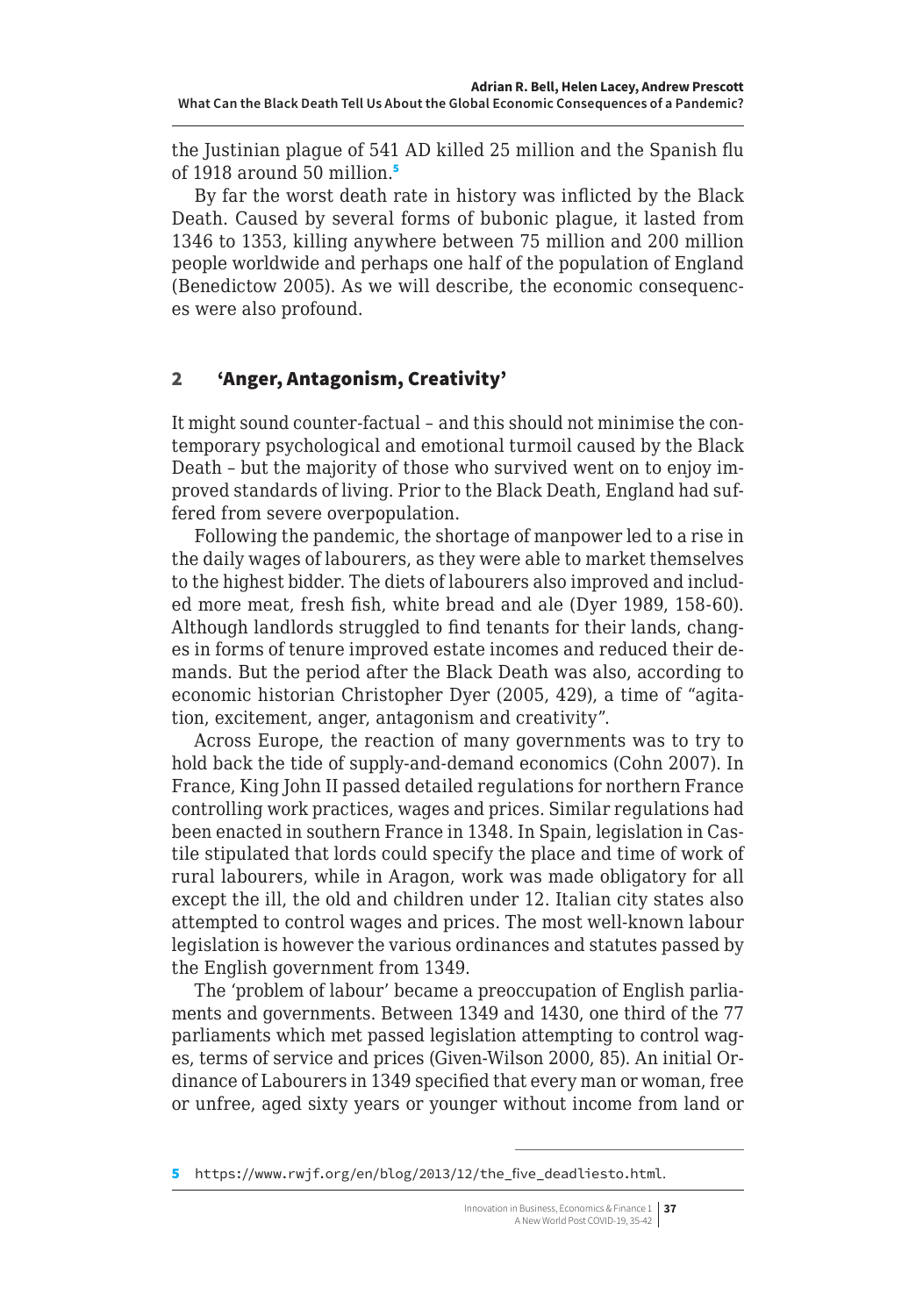the Justinian plague of 541 AD killed 25 million and the Spanish flu of 1918 around 50 million.[5]

By far the worst death rate in history was inflicted by the Black Death. Caused by several forms of bubonic plague, it lasted from 1346 to 1353, killing anywhere between 75 million and 200 million people worldwide and perhaps one half of the population of England (Benedictow 2005). As we will describe, the economic consequences were also profound.

## 2 'Anger, Antagonism, Creativity'

It might sound counter-factual – and this should not minimise the contemporary psychological and emotional turmoil caused by the Black Death – but the majority of those who survived went on to enjoy improved standards of living. Prior to the Black Death, England had suffered from severe overpopulation.

Following the pandemic, the shortage of manpower led to a rise in the daily wages of labourers, as they were able to market themselves to the highest bidder. The diets of labourers also improved and included more meat, fresh fish, white bread and ale (Dyer 1989, 158-60). Although landlords struggled to find tenants for their lands, changes in forms of tenure improved estate incomes and reduced their demands. But the period after the Black Death was also, according to economic historian Christopher Dyer (2005, 429), a time of "agitation, excitement, anger, antagonism and creativity".

Across Europe, the reaction of many governments was to try to hold back the tide of supply-and-demand economics (Cohn 2007). In France, King John II passed detailed regulations for northern France controlling work practices, wages and prices. Similar regulations had been enacted in southern France in 1348. In Spain, legislation in Castile stipulated that lords could specify the place and time of work of rural labourers, while in Aragon, work was made obligatory for all except the ill, the old and children under 12. Italian city states also attempted to control wages and prices. The most well-known labour legislation is however the various ordinances and statutes passed by the English government from 1349.

The 'problem of labour' became a preoccupation of English parliaments and governments. Between 1349 and 1430, one third of the 77 parliaments which met passed legislation attempting to control wages, terms of service and prices (Given-Wilson 2000, 85). An initial Ordinance of Labourers in 1349 specified that every man or woman, free or unfree, aged sixty years or younger without income from land or

[5] https://www.rwjf.org/en/blog/2013/12/the_five_deadliesto.html.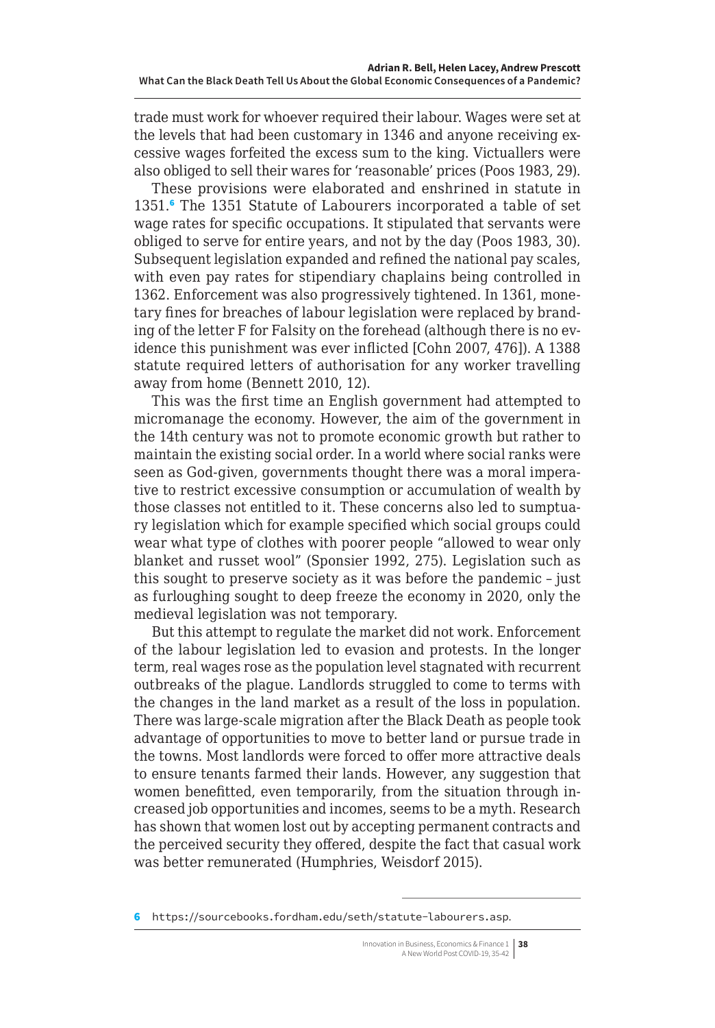trade must work for whoever required their labour. Wages were set at the levels that had been customary in 1346 and anyone receiving excessive wages forfeited the excess sum to the king. Victuallers were also obliged to sell their wares for 'reasonable' prices (Poos 1983, 29).

These provisions were elaborated and enshrined in statute in 1351.[6] The 1351 Statute of Labourers incorporated a table of set wage rates for specific occupations. It stipulated that servants were obliged to serve for entire years, and not by the day (Poos 1983, 30). Subsequent legislation expanded and refined the national pay scales, with even pay rates for stipendiary chaplains being controlled in 1362. Enforcement was also progressively tightened. In 1361, monetary fines for breaches of labour legislation were replaced by branding of the letter F for Falsity on the forehead (although there is no evidence this punishment was ever inflicted [Cohn 2007, 476]). A 1388 statute required letters of authorisation for any worker travelling away from home (Bennett 2010, 12).

This was the first time an English government had attempted to micromanage the economy. However, the aim of the government in the 14th century was not to promote economic growth but rather to maintain the existing social order. In a world where social ranks were seen as God-given, governments thought there was a moral imperative to restrict excessive consumption or accumulation of wealth by those classes not entitled to it. These concerns also led to sumptuary legislation which for example specified which social groups could wear what type of clothes with poorer people "allowed to wear only blanket and russet wool" (Sponsier 1992, 275). Legislation such as this sought to preserve society as it was before the pandemic – just as furloughing sought to deep freeze the economy in 2020, only the medieval legislation was not temporary.

But this attempt to regulate the market did not work. Enforcement of the labour legislation led to evasion and protests. In the longer term, real wages rose as the population level stagnated with recurrent outbreaks of the plague. Landlords struggled to come to terms with the changes in the land market as a result of the loss in population. There was large-scale migration after the Black Death as people took advantage of opportunities to move to better land or pursue trade in the towns. Most landlords were forced to offer more attractive deals to ensure tenants farmed their lands. However, any suggestion that women benefitted, even temporarily, from the situation through increased job opportunities and incomes, seems to be a myth. Research has shown that women lost out by accepting permanent contracts and the perceived security they offered, despite the fact that casual work was better remunerated (Humphries, Weisdorf 2015).

[6] https://sourcebooks.fordham.edu/seth/statute-labourers.asp.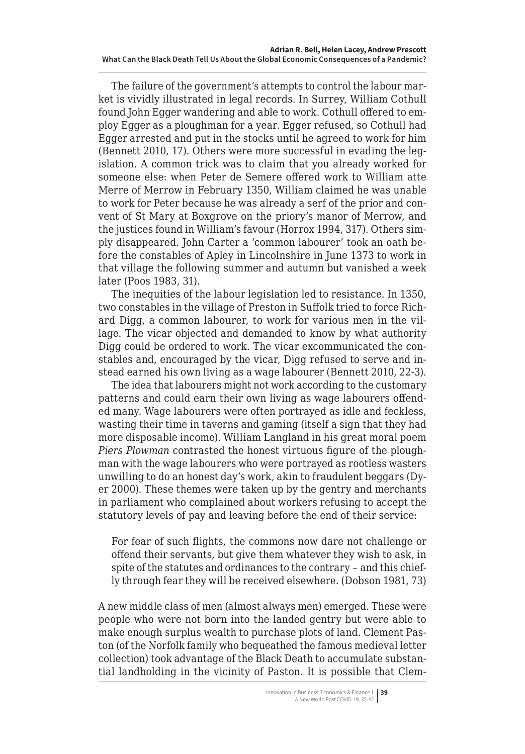The failure of the government's attempts to control the labour market is vividly illustrated in legal records. In Surrey, William Cothull found John Egger wandering and able to work. Cothull offered to employ Egger as a ploughman for a year. Egger refused, so Cothull had Egger arrested and put in the stocks until he agreed to work for him (Bennett 2010, 17). Others were more successful in evading the legislation. A common trick was to claim that you already worked for someone else: when Peter de Semere offered work to William atte Merre of Merrow in February 1350, William claimed he was unable to work for Peter because he was already a serf of the prior and convent of St Mary at Boxgrove on the priory's manor of Merrow, and the justices found in William's favour (Horrox 1994, 317). Others simply disappeared. John Carter a 'common labourer' took an oath before the constables of Apley in Lincolnshire in June 1373 to work in that village the following summer and autumn but vanished a week later (Poos 1983, 31).

The inequities of the labour legislation led to resistance. In 1350, two constables in the village of Preston in Suffolk tried to force Richard Digg, a common labourer, to work for various men in the village. The vicar objected and demanded to know by what authority Digg could be ordered to work. The vicar excommunicated the constables and, encouraged by the vicar, Digg refused to serve and instead earned his own living as a wage labourer (Bennett 2010, 22-3).

The idea that labourers might not work according to the customary patterns and could earn their own living as wage labourers offended many. Wage labourers were often portrayed as idle and feckless, wasting their time in taverns and gaming (itself a sign that they had more disposable income). William Langland in his great moral poem *Piers Plowman* contrasted the honest virtuous figure of the ploughman with the wage labourers who were portrayed as rootless wasters unwilling to do an honest day's work, akin to fraudulent beggars (Dyer 2000). These themes were taken up by the gentry and merchants in parliament who complained about workers refusing to accept the statutory levels of pay and leaving before the end of their service:

> For fear of such flights, the commons now dare not challenge or offend their servants, but give them whatever they wish to ask, in spite of the statutes and ordinances to the contrary – and this chiefly through fear they will be received elsewhere. (Dobson 1981, 73)

A new middle class of men (almost always men) emerged. These were people who were not born into the landed gentry but were able to make enough surplus wealth to purchase plots of land. Clement Paston (of the Norfolk family who bequeathed the famous medieval letter collection) took advantage of the Black Death to accumulate substantial landholding in the vicinity of Paston. It is possible that Clem-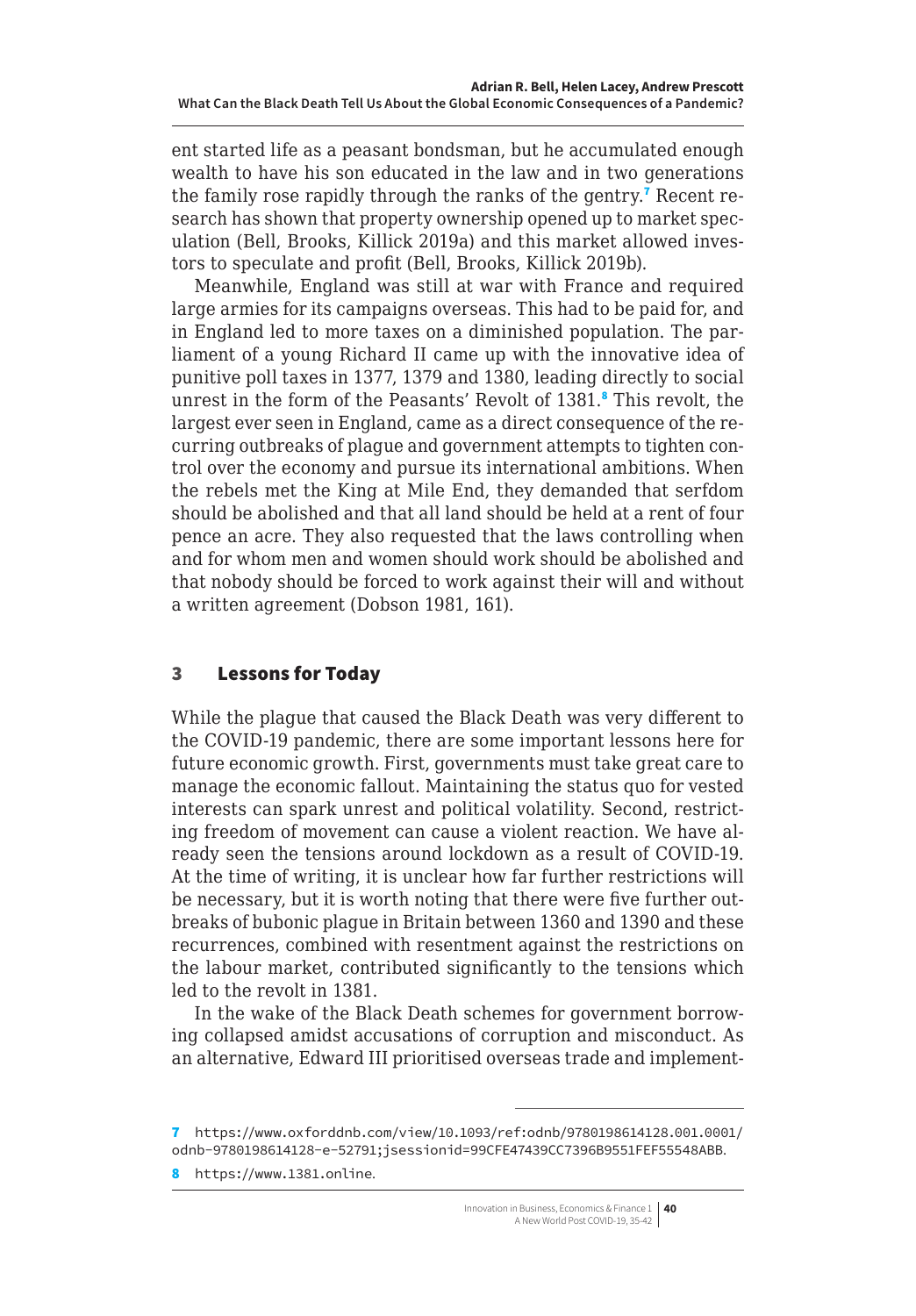ent started life as a peasant bondsman, but he accumulated enough wealth to have his son educated in the law and in two generations the family rose rapidly through the ranks of the gentry.[7] Recent research has shown that property ownership opened up to market speculation (Bell, Brooks, Killick 2019a) and this market allowed investors to speculate and profit (Bell, Brooks, Killick 2019b).

Meanwhile, England was still at war with France and required large armies for its campaigns overseas. This had to be paid for, and in England led to more taxes on a diminished population. The parliament of a young Richard II came up with the innovative idea of punitive poll taxes in 1377, 1379 and 1380, leading directly to social unrest in the form of the Peasants' Revolt of 1381.[8] This revolt, the largest ever seen in England, came as a direct consequence of the recurring outbreaks of plague and government attempts to tighten control over the economy and pursue its international ambitions. When the rebels met the King at Mile End, they demanded that serfdom should be abolished and that all land should be held at a rent of four pence an acre. They also requested that the laws controlling when and for whom men and women should work should be abolished and that nobody should be forced to work against their will and without a written agreement (Dobson 1981, 161).

## 3 Lessons for Today

While the plague that caused the Black Death was very different to the COVID-19 pandemic, there are some important lessons here for future economic growth. First, governments must take great care to manage the economic fallout. Maintaining the status quo for vested interests can spark unrest and political volatility. Second, restricting freedom of movement can cause a violent reaction. We have already seen the tensions around lockdown as a result of COVID-19. At the time of writing, it is unclear how far further restrictions will be necessary, but it is worth noting that there were five further outbreaks of bubonic plague in Britain between 1360 and 1390 and these recurrences, combined with resentment against the restrictions on the labour market, contributed significantly to the tensions which led to the revolt in 1381.

In the wake of the Black Death schemes for government borrowing collapsed amidst accusations of corruption and misconduct. As an alternative, Edward III prioritised overseas trade and implement-

---

7 https://www.oxforddnb.com/view/10.1093/ref:odnb/9780198614128.001.0001/odnb-9780198614128-e-52791;jsessionid=99CFE47439CC7396B9551FEF55548ABB.

8 https://www.1381.online.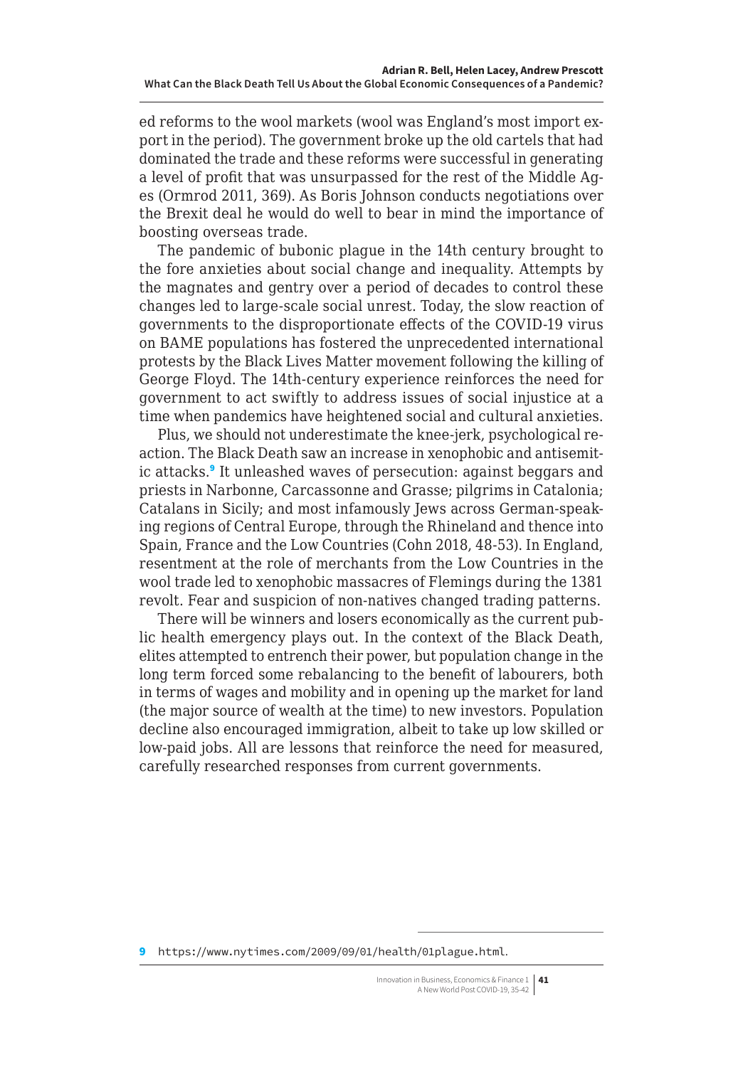ed reforms to the wool markets (wool was England's most import export in the period). The government broke up the old cartels that had dominated the trade and these reforms were successful in generating a level of profit that was unsurpassed for the rest of the Middle Ages (Ormrod 2011, 369). As Boris Johnson conducts negotiations over the Brexit deal he would do well to bear in mind the importance of boosting overseas trade.

The pandemic of bubonic plague in the 14th century brought to the fore anxieties about social change and inequality. Attempts by the magnates and gentry over a period of decades to control these changes led to large-scale social unrest. Today, the slow reaction of governments to the disproportionate effects of the COVID-19 virus on BAME populations has fostered the unprecedented international protests by the Black Lives Matter movement following the killing of George Floyd. The 14th-century experience reinforces the need for government to act swiftly to address issues of social injustice at a time when pandemics have heightened social and cultural anxieties.

Plus, we should not underestimate the knee-jerk, psychological reaction. The Black Death saw an increase in xenophobic and antisemitic attacks.[9] It unleashed waves of persecution: against beggars and priests in Narbonne, Carcassonne and Grasse; pilgrims in Catalonia; Catalans in Sicily; and most infamously Jews across German-speaking regions of Central Europe, through the Rhineland and thence into Spain, France and the Low Countries (Cohn 2018, 48-53). In England, resentment at the role of merchants from the Low Countries in the wool trade led to xenophobic massacres of Flemings during the 1381 revolt. Fear and suspicion of non-natives changed trading patterns.

There will be winners and losers economically as the current public health emergency plays out. In the context of the Black Death, elites attempted to entrench their power, but population change in the long term forced some rebalancing to the benefit of labourers, both in terms of wages and mobility and in opening up the market for land (the major source of wealth at the time) to new investors. Population decline also encouraged immigration, albeit to take up low skilled or low-paid jobs. All are lessons that reinforce the need for measured, carefully researched responses from current governments.

9 https://www.nytimes.com/2009/09/01/health/01plague.html.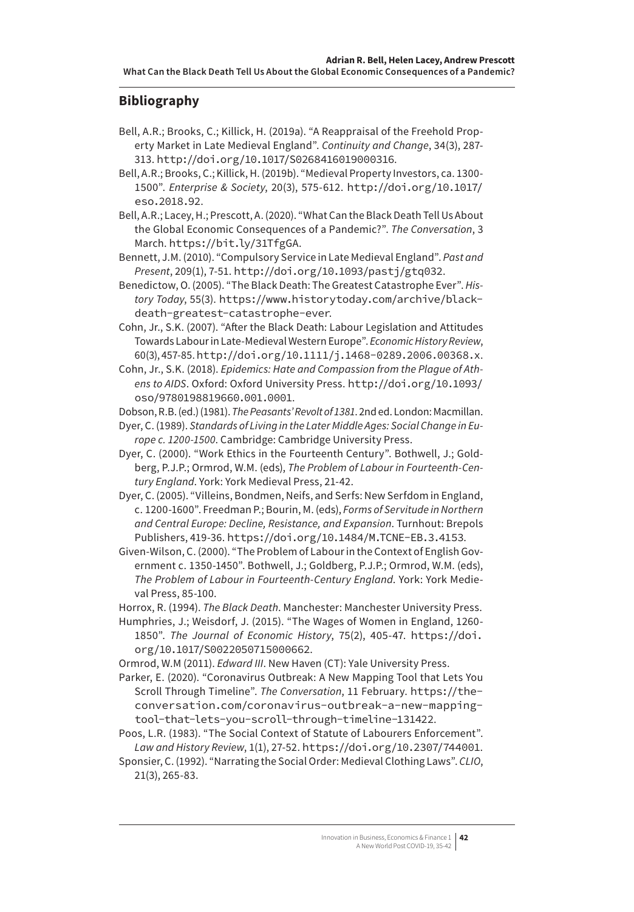## Bibliography

Bell, A.R.; Brooks, C.; Killick, H. (2019a). "A Reappraisal of the Freehold Property Market in Late Medieval England". *Continuity and Change*, 34(3), 287-313. http://doi.org/10.1017/S0268416019000316.

Bell, A.R.; Brooks, C.; Killick, H. (2019b). "Medieval Property Investors, ca. 1300-1500". *Enterprise & Society*, 20(3), 575-612. http://doi.org/10.1017/eso.2018.92.

Bell, A.R.; Lacey, H.; Prescott, A. (2020). "What Can the Black Death Tell Us About the Global Economic Consequences of a Pandemic?". *The Conversation*, 3 March. https://bit.ly/31TfgGA.

Bennett, J.M. (2010). "Compulsory Service in Late Medieval England". *Past and Present*, 209(1), 7-51. http://doi.org/10.1093/pastj/gtq032.

Benedictow, O. (2005). "The Black Death: The Greatest Catastrophe Ever". *History Today*, 55(3). https://www.historytoday.com/archive/black-death-greatest-catastrophe-ever.

Cohn, Jr., S.K. (2007). "After the Black Death: Labour Legislation and Attitudes Towards Labour in Late-Medieval Western Europe". *Economic History Review*, 60(3), 457-85. http://doi.org/10.1111/j.1468-0289.2006.00368.x.

Cohn, Jr., S.K. (2018). *Epidemics: Hate and Compassion from the Plague of Athens to AIDS*. Oxford: Oxford University Press. http://doi.org/10.1093/oso/9780198819660.001.0001.

Dobson, R.B. (ed.) (1981). *The Peasants' Revolt of 1381*. 2nd ed. London: Macmillan.

Dyer, C. (1989). *Standards of Living in the Later Middle Ages: Social Change in Europe c. 1200-1500*. Cambridge: Cambridge University Press.

Dyer, C. (2000). "Work Ethics in the Fourteenth Century". Bothwell, J.; Goldberg, P.J.P.; Ormrod, W.M. (eds), *The Problem of Labour in Fourteenth-Century England*. York: York Medieval Press, 21-42.

Dyer, C. (2005). "Villeins, Bondmen, Neifs, and Serfs: New Serfdom in England, c. 1200-1600". Freedman P.; Bourin, M. (eds), *Forms of Servitude in Northern and Central Europe: Decline, Resistance, and Expansion*. Turnhout: Brepols Publishers, 419-36. https://doi.org/10.1484/M.TCNE-EB.3.4153.

Given-Wilson, C. (2000). "The Problem of Labour in the Context of English Government c. 1350-1450". Bothwell, J.; Goldberg, P.J.P.; Ormrod, W.M. (eds), *The Problem of Labour in Fourteenth-Century England*. York: York Medieval Press, 85-100.

Horrox, R. (1994). *The Black Death*. Manchester: Manchester University Press.

Humphries, J.; Weisdorf, J. (2015). "The Wages of Women in England, 1260-1850". *The Journal of Economic History*, 75(2), 405-47. https://doi.org/10.1017/S0022050715000662.

Ormrod, W.M (2011). *Edward III*. New Haven (CT): Yale University Press.

Parker, E. (2020). "Coronavirus Outbreak: A New Mapping Tool that Lets You Scroll Through Timeline". *The Conversation*, 11 February. https://theconversation.com/coronavirus-outbreak-a-new-mapping-tool-that-lets-you-scroll-through-timeline-131422.

Poos, L.R. (1983). "The Social Context of Statute of Labourers Enforcement". *Law and History Review*, 1(1), 27-52. https://doi.org/10.2307/744001.

Sponsier, C. (1992). "Narrating the Social Order: Medieval Clothing Laws". *CLIO*, 21(3), 265-83.